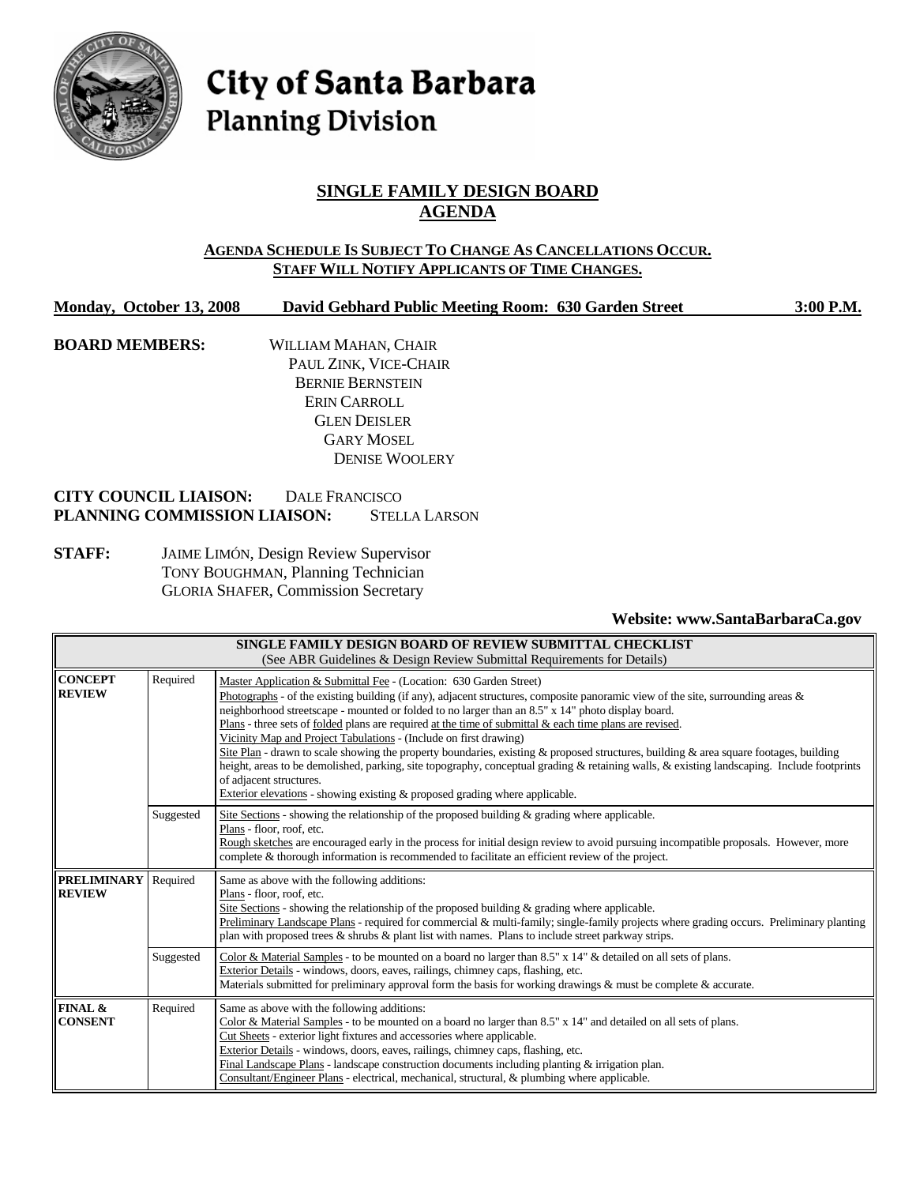# City of Santa Barbara
## Planning Division

## SINGLE FAMILY DESIGN BOARD AGENDA

**AGENDA SCHEDULE IS SUBJECT TO CHANGE AS CANCELLATIONS OCCUR.**
**STAFF WILL NOTIFY APPLICANTS OF TIME CHANGES.**

**Monday, October 13, 2008** **David Gebhard Public Meeting Room: 630 Garden Street** **3:00 P.M.**

**BOARD MEMBERS:**
WILLIAM MAHAN, CHAIR
PAUL ZINK, VICE-CHAIR
BERNIE BERNSTEIN
ERIN CARROLL
GLEN DEISLER
GARY MOSEL
DENISE WOOLERY

**CITY COUNCIL LIAISON:** DALE FRANCISCO
**PLANNING COMMISSION LIAISON:** STELLA LARSON

**STAFF:**
JAIME LIMÓN, Design Review Supervisor
TONY BOUGHMAN, Planning Technician
GLORIA SHAFER, Commission Secretary

**Website: www.SantaBarbaraCa.gov**

| **SINGLE FAMILY DESIGN BOARD OF REVIEW SUBMITTAL CHECKLIST** (See ABR Guidelines & Design Review Submittal Requirements for Details) | | |
|---|---|---|
| **CONCEPT REVIEW** | Required | Master Application & Submittal Fee - (Location: 630 Garden Street)<br>Photographs - of the existing building (if any), adjacent structures, composite panoramic view of the site, surrounding areas & neighborhood streetscape - mounted or folded to no larger than an 8.5" x 14" photo display board.<br>Plans - three sets of folded plans are required at the time of submittal & each time plans are revised.<br>Vicinity Map and Project Tabulations - (Include on first drawing)<br>Site Plan - drawn to scale showing the property boundaries, existing & proposed structures, building & area square footages, building height, areas to be demolished, parking, site topography, conceptual grading & retaining walls, & existing landscaping. Include footprints of adjacent structures.<br>Exterior elevations - showing existing & proposed grading where applicable. |
| | Suggested | Site Sections - showing the relationship of the proposed building & grading where applicable.<br>Plans - floor, roof, etc.<br>Rough sketches are encouraged early in the process for initial design review to avoid pursuing incompatible proposals. However, more complete & thorough information is recommended to facilitate an efficient review of the project. |
| **PRELIMINARY REVIEW** | Required | Same as above with the following additions:<br>Plans - floor, roof, etc.<br>Site Sections - showing the relationship of the proposed building & grading where applicable.<br>Preliminary Landscape Plans - required for commercial & multi-family; single-family projects where grading occurs. Preliminary planting plan with proposed trees & shrubs & plant list with names. Plans to include street parkway strips. |
| | Suggested | Color & Material Samples - to be mounted on a board no larger than 8.5" x 14" & detailed on all sets of plans.<br>Exterior Details - windows, doors, eaves, railings, chimney caps, flashing, etc.<br>Materials submitted for preliminary approval form the basis for working drawings & must be complete & accurate. |
| **FINAL & CONSENT** | Required | Same as above with the following additions:<br>Color & Material Samples - to be mounted on a board no larger than 8.5" x 14" and detailed on all sets of plans.<br>Cut Sheets - exterior light fixtures and accessories where applicable.<br>Exterior Details - windows, doors, eaves, railings, chimney caps, flashing, etc.<br>Final Landscape Plans - landscape construction documents including planting & irrigation plan.<br>Consultant/Engineer Plans - electrical, mechanical, structural, & plumbing where applicable. |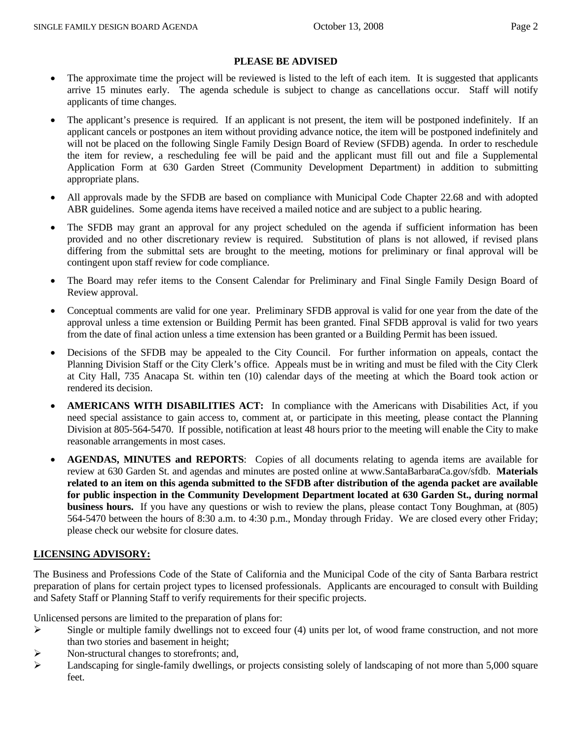## PLEASE BE ADVISED

- The approximate time the project will be reviewed is listed to the left of each item. It is suggested that applicants arrive 15 minutes early. The agenda schedule is subject to change as cancellations occur. Staff will notify applicants of time changes.
- The applicant's presence is required. If an applicant is not present, the item will be postponed indefinitely. If an applicant cancels or postpones an item without providing advance notice, the item will be postponed indefinitely and will not be placed on the following Single Family Design Board of Review (SFDB) agenda. In order to reschedule the item for review, a rescheduling fee will be paid and the applicant must fill out and file a Supplemental Application Form at 630 Garden Street (Community Development Department) in addition to submitting appropriate plans.
- All approvals made by the SFDB are based on compliance with Municipal Code Chapter 22.68 and with adopted ABR guidelines. Some agenda items have received a mailed notice and are subject to a public hearing.
- The SFDB may grant an approval for any project scheduled on the agenda if sufficient information has been provided and no other discretionary review is required. Substitution of plans is not allowed, if revised plans differing from the submittal sets are brought to the meeting, motions for preliminary or final approval will be contingent upon staff review for code compliance.
- The Board may refer items to the Consent Calendar for Preliminary and Final Single Family Design Board of Review approval.
- Conceptual comments are valid for one year. Preliminary SFDB approval is valid for one year from the date of the approval unless a time extension or Building Permit has been granted. Final SFDB approval is valid for two years from the date of final action unless a time extension has been granted or a Building Permit has been issued.
- Decisions of the SFDB may be appealed to the City Council. For further information on appeals, contact the Planning Division Staff or the City Clerk's office. Appeals must be in writing and must be filed with the City Clerk at City Hall, 735 Anacapa St. within ten (10) calendar days of the meeting at which the Board took action or rendered its decision.
- **AMERICANS WITH DISABILITIES ACT:** In compliance with the Americans with Disabilities Act, if you need special assistance to gain access to, comment at, or participate in this meeting, please contact the Planning Division at 805-564-5470. If possible, notification at least 48 hours prior to the meeting will enable the City to make reasonable arrangements in most cases.
- **AGENDAS, MINUTES and REPORTS**: Copies of all documents relating to agenda items are available for review at 630 Garden St. and agendas and minutes are posted online at www.SantaBarbaraCa.gov/sfdb. **Materials related to an item on this agenda submitted to the SFDB after distribution of the agenda packet are available for public inspection in the Community Development Department located at 630 Garden St., during normal business hours.** If you have any questions or wish to review the plans, please contact Tony Boughman, at (805) 564-5470 between the hours of 8:30 a.m. to 4:30 p.m., Monday through Friday. We are closed every other Friday; please check our website for closure dates.

## LICENSING ADVISORY:

The Business and Professions Code of the State of California and the Municipal Code of the city of Santa Barbara restrict preparation of plans for certain project types to licensed professionals. Applicants are encouraged to consult with Building and Safety Staff or Planning Staff to verify requirements for their specific projects.

Unlicensed persons are limited to the preparation of plans for:

- Single or multiple family dwellings not to exceed four (4) units per lot, of wood frame construction, and not more than two stories and basement in height;
- Non-structural changes to storefronts; and,
- Landscaping for single-family dwellings, or projects consisting solely of landscaping of not more than 5,000 square feet.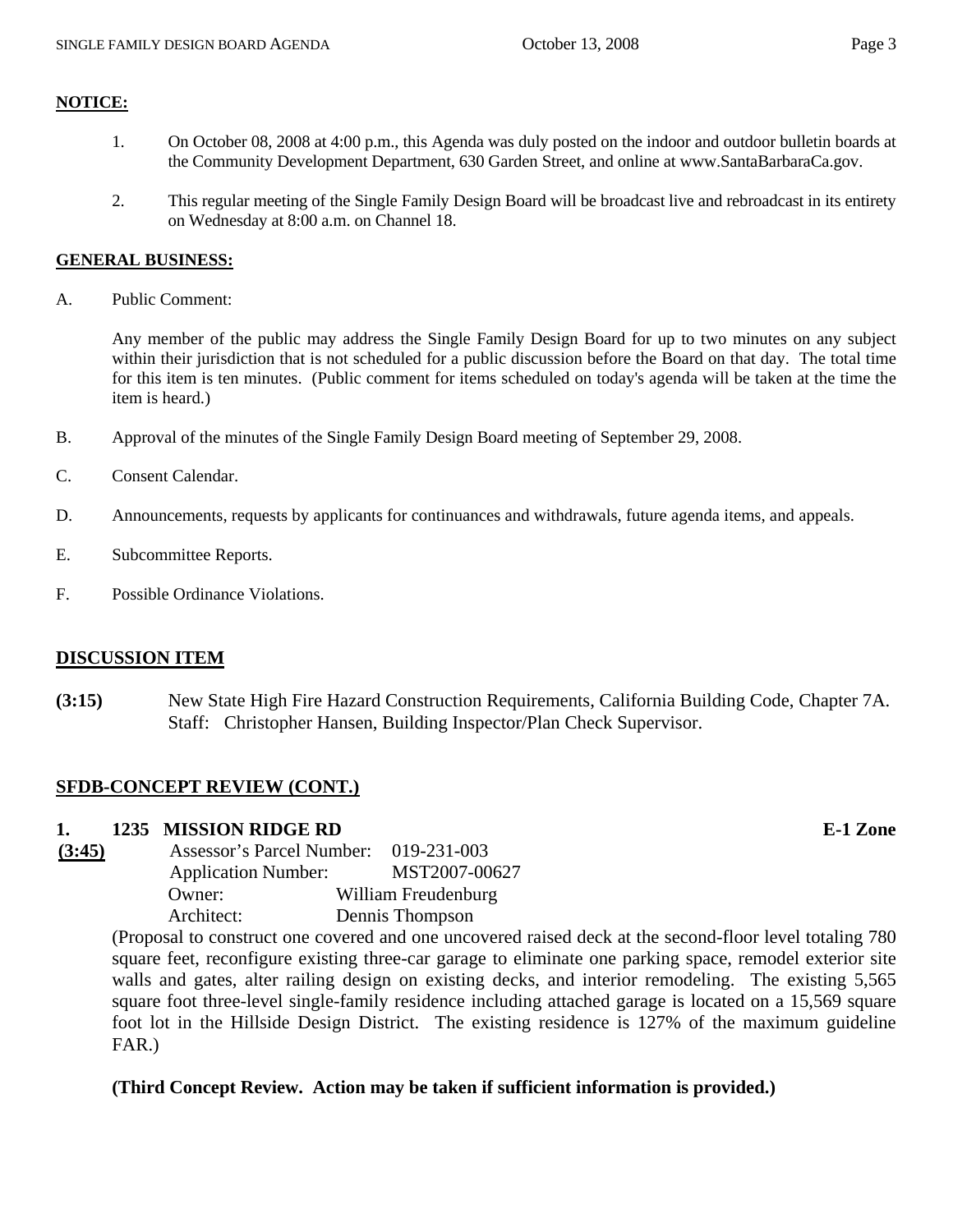**NOTICE:**

1. On October 08, 2008 at 4:00 p.m., this Agenda was duly posted on the indoor and outdoor bulletin boards at the Community Development Department, 630 Garden Street, and online at www.SantaBarbaraCa.gov.

2. This regular meeting of the Single Family Design Board will be broadcast live and rebroadcast in its entirety on Wednesday at 8:00 a.m. on Channel 18.

**GENERAL BUSINESS:**

A. Public Comment:

Any member of the public may address the Single Family Design Board for up to two minutes on any subject within their jurisdiction that is not scheduled for a public discussion before the Board on that day. The total time for this item is ten minutes. (Public comment for items scheduled on today's agenda will be taken at the time the item is heard.)

B. Approval of the minutes of the Single Family Design Board meeting of September 29, 2008.

C. Consent Calendar.

D. Announcements, requests by applicants for continuances and withdrawals, future agenda items, and appeals.

E. Subcommittee Reports.

F. Possible Ordinance Violations.

## DISCUSSION ITEM

**(3:15)** New State High Fire Hazard Construction Requirements, California Building Code, Chapter 7A. Staff: Christopher Hansen, Building Inspector/Plan Check Supervisor.

## SFDB-CONCEPT REVIEW (CONT.)

**1. 1235 MISSION RIDGE RD** **E-1 Zone**

**(3:45)** Assessor's Parcel Number: 019-231-003
Application Number: MST2007-00627
Owner: William Freudenburg
Architect: Dennis Thompson

(Proposal to construct one covered and one uncovered raised deck at the second-floor level totaling 780 square feet, reconfigure existing three-car garage to eliminate one parking space, remodel exterior site walls and gates, alter railing design on existing decks, and interior remodeling. The existing 5,565 square foot three-level single-family residence including attached garage is located on a 15,569 square foot lot in the Hillside Design District. The existing residence is 127% of the maximum guideline FAR.)

**(Third Concept Review. Action may be taken if sufficient information is provided.)**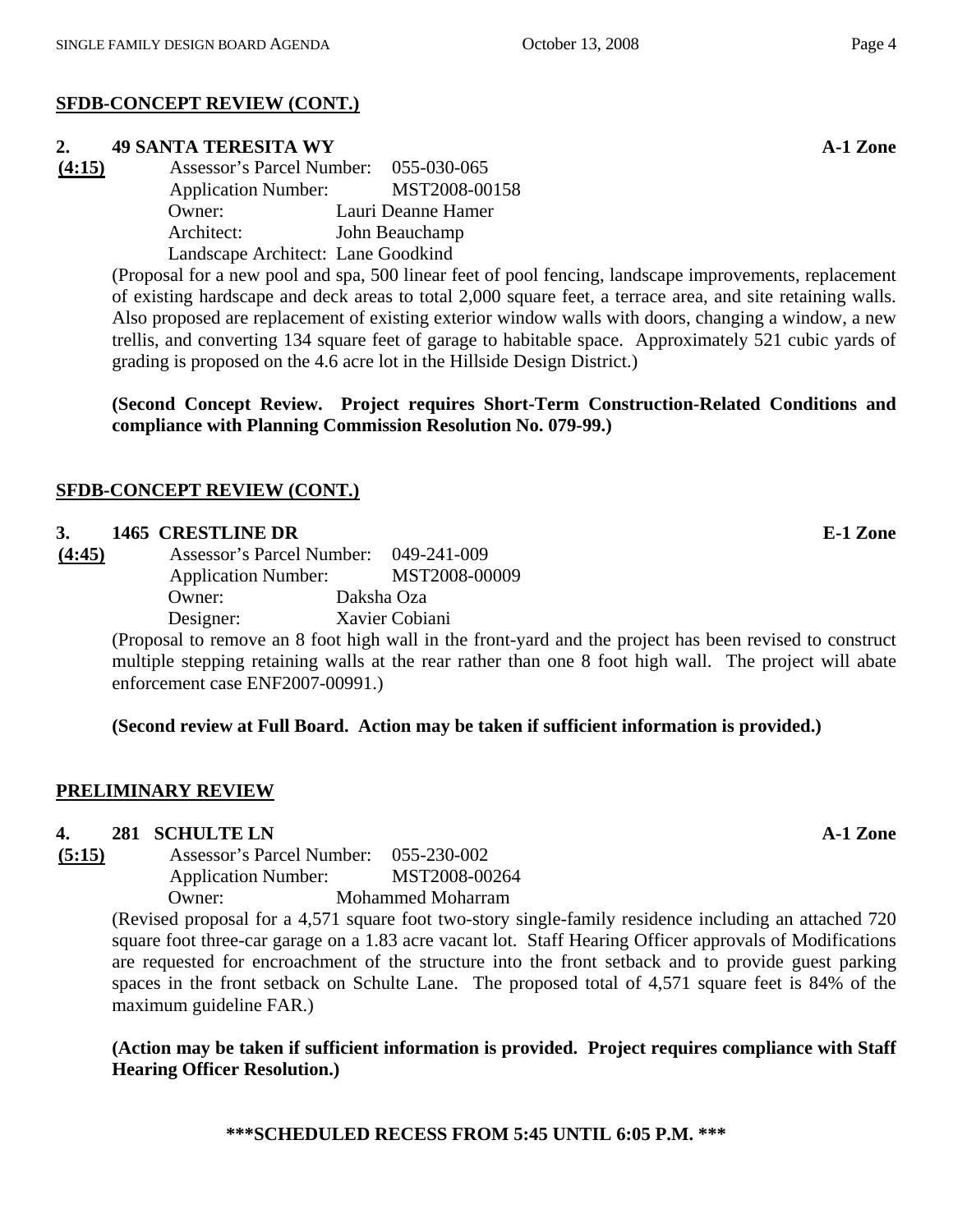**SFDB-CONCEPT REVIEW (CONT.)**

**2. 49 SANTA TERESITA WY** **A-1 Zone**

**(4:15)**

Assessor's Parcel Number: 055-030-065
Application Number: MST2008-00158
Owner: Lauri Deanne Hamer
Architect: John Beauchamp
Landscape Architect: Lane Goodkind

(Proposal for a new pool and spa, 500 linear feet of pool fencing, landscape improvements, replacement of existing hardscape and deck areas to total 2,000 square feet, a terrace area, and site retaining walls. Also proposed are replacement of existing exterior window walls with doors, changing a window, a new trellis, and converting 134 square feet of garage to habitable space. Approximately 521 cubic yards of grading is proposed on the 4.6 acre lot in the Hillside Design District.)

**(Second Concept Review. Project requires Short-Term Construction-Related Conditions and compliance with Planning Commission Resolution No. 079-99.)**

**SFDB-CONCEPT REVIEW (CONT.)**

**3. 1465 CRESTLINE DR** **E-1 Zone**

**(4:45)**

Assessor's Parcel Number: 049-241-009
Application Number: MST2008-00009
Owner: Daksha Oza
Designer: Xavier Cobiani

(Proposal to remove an 8 foot high wall in the front-yard and the project has been revised to construct multiple stepping retaining walls at the rear rather than one 8 foot high wall. The project will abate enforcement case ENF2007-00991.)

**(Second review at Full Board. Action may be taken if sufficient information is provided.)**

**PRELIMINARY REVIEW**

**4. 281 SCHULTE LN** **A-1 Zone**

**(5:15)**

Assessor's Parcel Number: 055-230-002
Application Number: MST2008-00264
Owner: Mohammed Moharram

(Revised proposal for a 4,571 square foot two-story single-family residence including an attached 720 square foot three-car garage on a 1.83 acre vacant lot. Staff Hearing Officer approvals of Modifications are requested for encroachment of the structure into the front setback and to provide guest parking spaces in the front setback on Schulte Lane. The proposed total of 4,571 square feet is 84% of the maximum guideline FAR.)

**(Action may be taken if sufficient information is provided. Project requires compliance with Staff Hearing Officer Resolution.)**

**\*\*\*SCHEDULED RECESS FROM 5:45 UNTIL 6:05 P.M. \*\*\***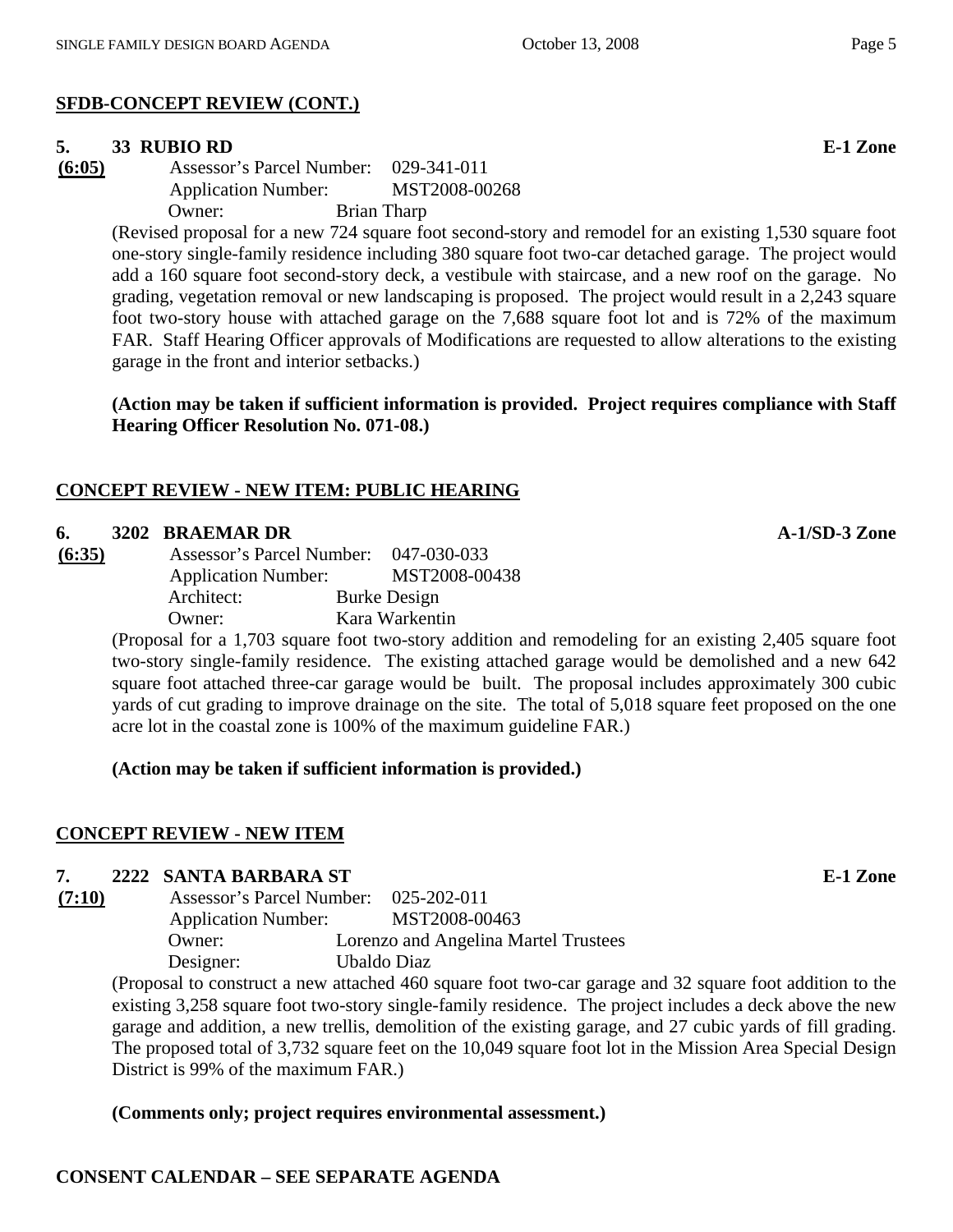## SFDB-CONCEPT REVIEW (CONT.)

**5. 33 RUBIO RD** **E-1 Zone**

**(6:05)**
Assessor's Parcel Number: 029-341-011
Application Number: MST2008-00268
Owner: Brian Tharp

(Revised proposal for a new 724 square foot second-story and remodel for an existing 1,530 square foot one-story single-family residence including 380 square foot two-car detached garage. The project would add a 160 square foot second-story deck, a vestibule with staircase, and a new roof on the garage. No grading, vegetation removal or new landscaping is proposed. The project would result in a 2,243 square foot two-story house with attached garage on the 7,688 square foot lot and is 72% of the maximum FAR. Staff Hearing Officer approvals of Modifications are requested to allow alterations to the existing garage in the front and interior setbacks.)

**(Action may be taken if sufficient information is provided. Project requires compliance with Staff Hearing Officer Resolution No. 071-08.)**

## CONCEPT REVIEW - NEW ITEM: PUBLIC HEARING

**6. 3202 BRAEMAR DR** **A-1/SD-3 Zone**

**(6:35)**
Assessor's Parcel Number: 047-030-033
Application Number: MST2008-00438
Architect: Burke Design
Owner: Kara Warkentin

(Proposal for a 1,703 square foot two-story addition and remodeling for an existing 2,405 square foot two-story single-family residence. The existing attached garage would be demolished and a new 642 square foot attached three-car garage would be built. The proposal includes approximately 300 cubic yards of cut grading to improve drainage on the site. The total of 5,018 square feet proposed on the one acre lot in the coastal zone is 100% of the maximum guideline FAR.)

**(Action may be taken if sufficient information is provided.)**

## CONCEPT REVIEW - NEW ITEM

**7. 2222 SANTA BARBARA ST** **E-1 Zone**

**(7:10)**
Assessor's Parcel Number: 025-202-011
Application Number: MST2008-00463
Owner: Lorenzo and Angelina Martel Trustees
Designer: Ubaldo Diaz

(Proposal to construct a new attached 460 square foot two-car garage and 32 square foot addition to the existing 3,258 square foot two-story single-family residence. The project includes a deck above the new garage and addition, a new trellis, demolition of the existing garage, and 27 cubic yards of fill grading. The proposed total of 3,732 square feet on the 10,049 square foot lot in the Mission Area Special Design District is 99% of the maximum FAR.)

**(Comments only; project requires environmental assessment.)**

## CONSENT CALENDAR – SEE SEPARATE AGENDA